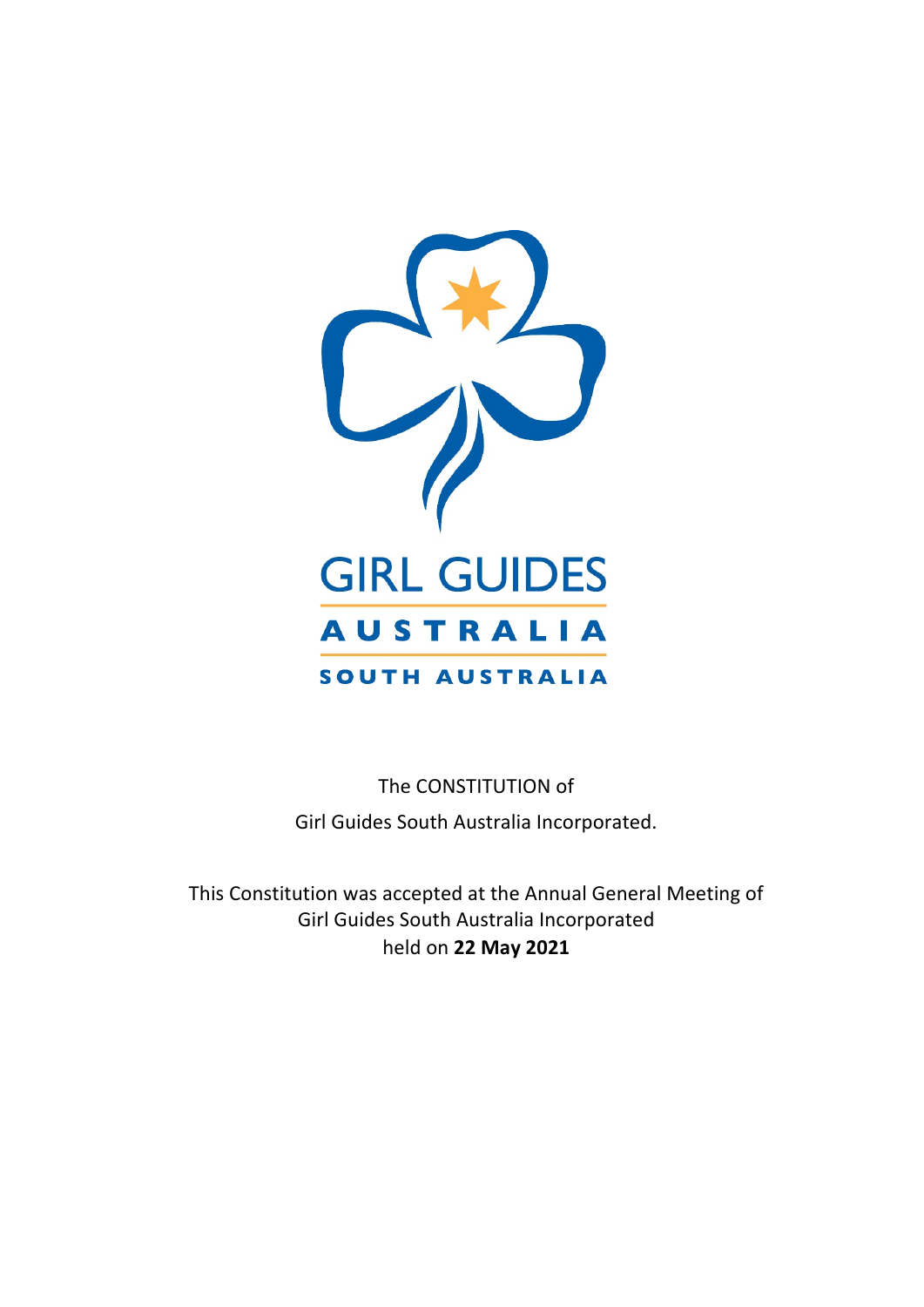GIRL GUIDES

AUSTRALIA

SOUTH AUSTRALIA

The CONSTITUTION of

Girl Guides South Australia Incorporated.

This Constitution was accepted at the Annual General Meeting of Girl Guides South Australia Incorporated held on **22 May 2021**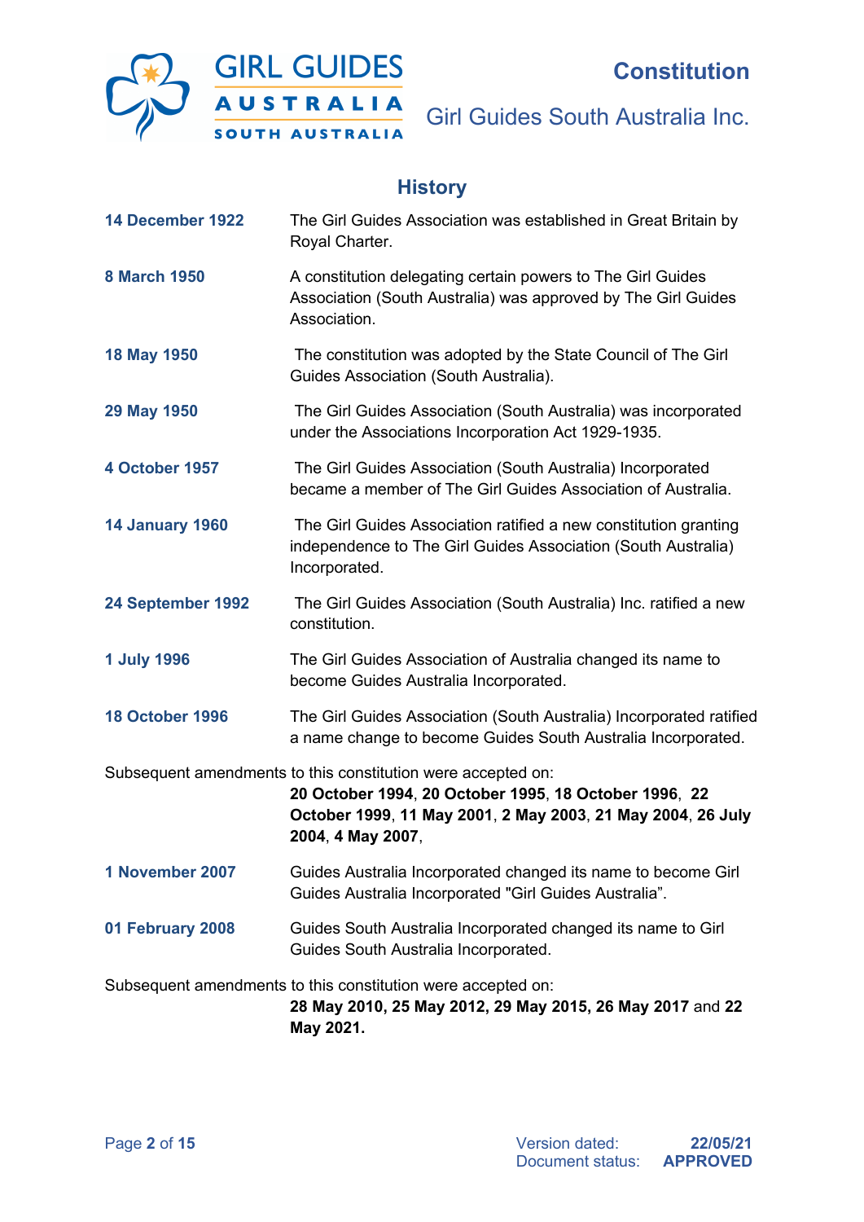## History

**14 December 1922** The Girl Guides Association was established in Great Britain by Royal Charter.

**8 March 1950** A constitution delegating certain powers to The Girl Guides Association (South Australia) was approved by The Girl Guides Association.

**18 May 1950** The constitution was adopted by the State Council of The Girl Guides Association (South Australia).

**29 May 1950** The Girl Guides Association (South Australia) was incorporated under the Associations Incorporation Act 1929-1935.

**4 October 1957** The Girl Guides Association (South Australia) Incorporated became a member of The Girl Guides Association of Australia.

**14 January 1960** The Girl Guides Association ratified a new constitution granting independence to The Girl Guides Association (South Australia) Incorporated.

**24 September 1992** The Girl Guides Association (South Australia) Inc. ratified a new constitution.

**1 July 1996** The Girl Guides Association of Australia changed its name to become Guides Australia Incorporated.

**18 October 1996** The Girl Guides Association (South Australia) Incorporated ratified a name change to become Guides South Australia Incorporated.

Subsequent amendments to this constitution were accepted on: **20 October 1994**, **20 October 1995**, **18 October 1996**, **22 October 1999**, **11 May 2001**, **2 May 2003**, **21 May 2004**, **26 July 2004**, **4 May 2007**,

**1 November 2007** Guides Australia Incorporated changed its name to become Girl Guides Australia Incorporated "Girl Guides Australia".

**01 February 2008** Guides South Australia Incorporated changed its name to Girl Guides South Australia Incorporated.

Subsequent amendments to this constitution were accepted on: **28 May 2010, 25 May 2012, 29 May 2015, 26 May 2017** and **22 May 2021.**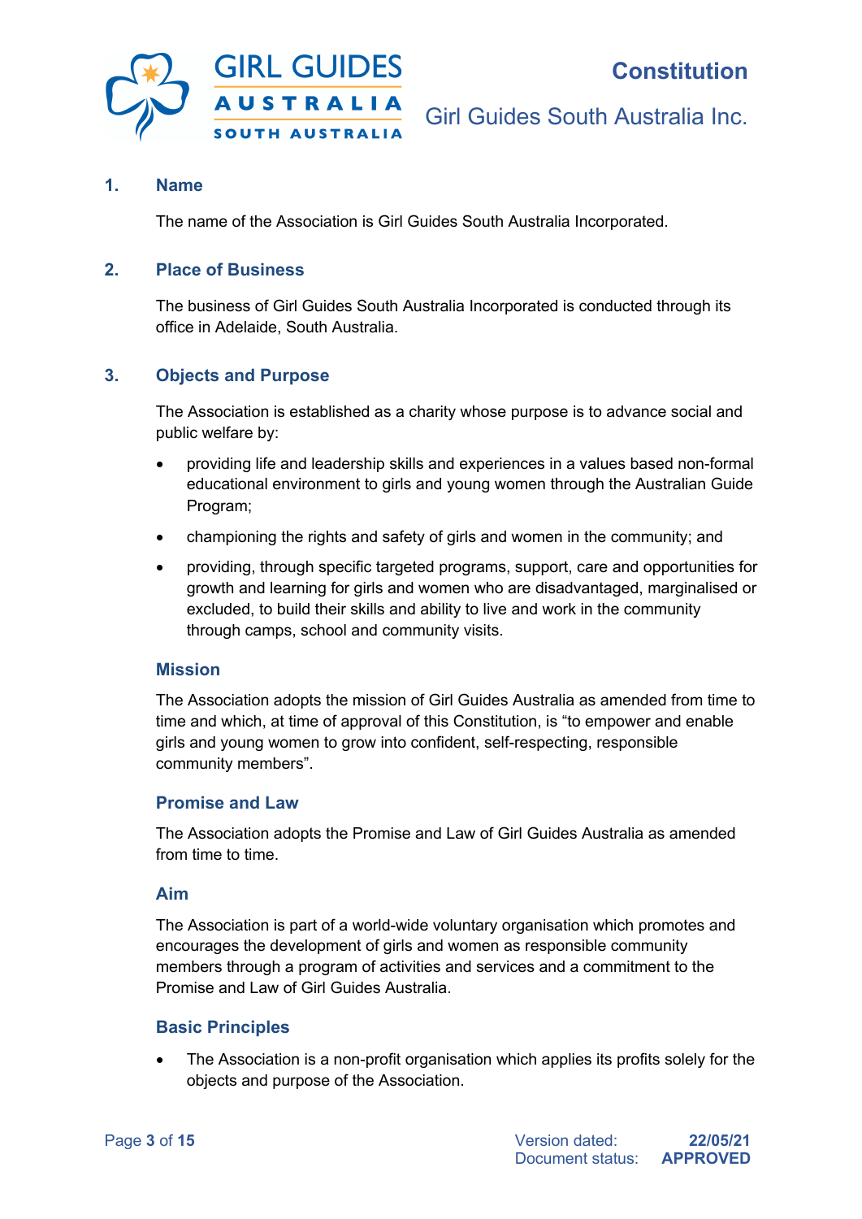## 1. Name

The name of the Association is Girl Guides South Australia Incorporated.

## 2. Place of Business

The business of Girl Guides South Australia Incorporated is conducted through its office in Adelaide, South Australia.

## 3. Objects and Purpose

The Association is established as a charity whose purpose is to advance social and public welfare by:

- providing life and leadership skills and experiences in a values based non-formal educational environment to girls and young women through the Australian Guide Program;
- championing the rights and safety of girls and women in the community; and
- providing, through specific targeted programs, support, care and opportunities for growth and learning for girls and women who are disadvantaged, marginalised or excluded, to build their skills and ability to live and work in the community through camps, school and community visits.

### Mission

The Association adopts the mission of Girl Guides Australia as amended from time to time and which, at time of approval of this Constitution, is "to empower and enable girls and young women to grow into confident, self-respecting, responsible community members".

### Promise and Law

The Association adopts the Promise and Law of Girl Guides Australia as amended from time to time.

### Aim

The Association is part of a world-wide voluntary organisation which promotes and encourages the development of girls and women as responsible community members through a program of activities and services and a commitment to the Promise and Law of Girl Guides Australia.

### Basic Principles

- The Association is a non-profit organisation which applies its profits solely for the objects and purpose of the Association.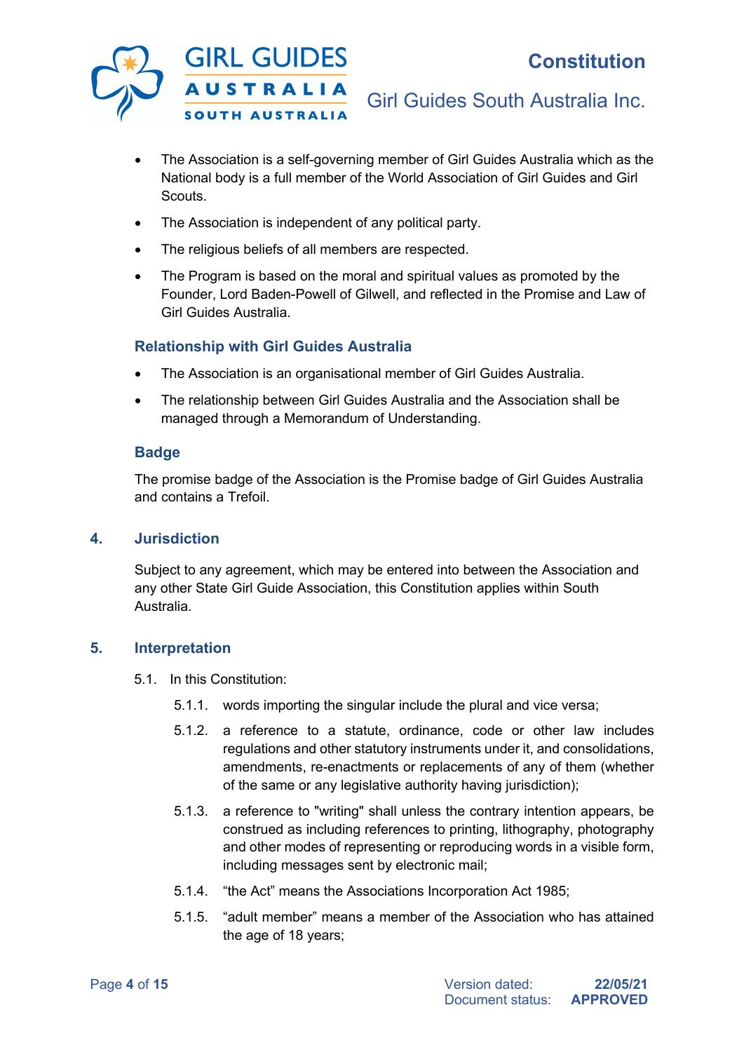- The Association is a self-governing member of Girl Guides Australia which as the National body is a full member of the World Association of Girl Guides and Girl Scouts.
- The Association is independent of any political party.
- The religious beliefs of all members are respected.
- The Program is based on the moral and spiritual values as promoted by the Founder, Lord Baden-Powell of Gilwell, and reflected in the Promise and Law of Girl Guides Australia.

### Relationship with Girl Guides Australia

- The Association is an organisational member of Girl Guides Australia.
- The relationship between Girl Guides Australia and the Association shall be managed through a Memorandum of Understanding.

### Badge

The promise badge of the Association is the Promise badge of Girl Guides Australia and contains a Trefoil.

## 4. Jurisdiction

Subject to any agreement, which may be entered into between the Association and any other State Girl Guide Association, this Constitution applies within South Australia.

## 5. Interpretation

5.1. In this Constitution:

5.1.1. words importing the singular include the plural and vice versa;

5.1.2. a reference to a statute, ordinance, code or other law includes regulations and other statutory instruments under it, and consolidations, amendments, re-enactments or replacements of any of them (whether of the same or any legislative authority having jurisdiction);

5.1.3. a reference to "writing" shall unless the contrary intention appears, be construed as including references to printing, lithography, photography and other modes of representing or reproducing words in a visible form, including messages sent by electronic mail;

5.1.4. “the Act” means the Associations Incorporation Act 1985;

5.1.5. “adult member” means a member of the Association who has attained the age of 18 years;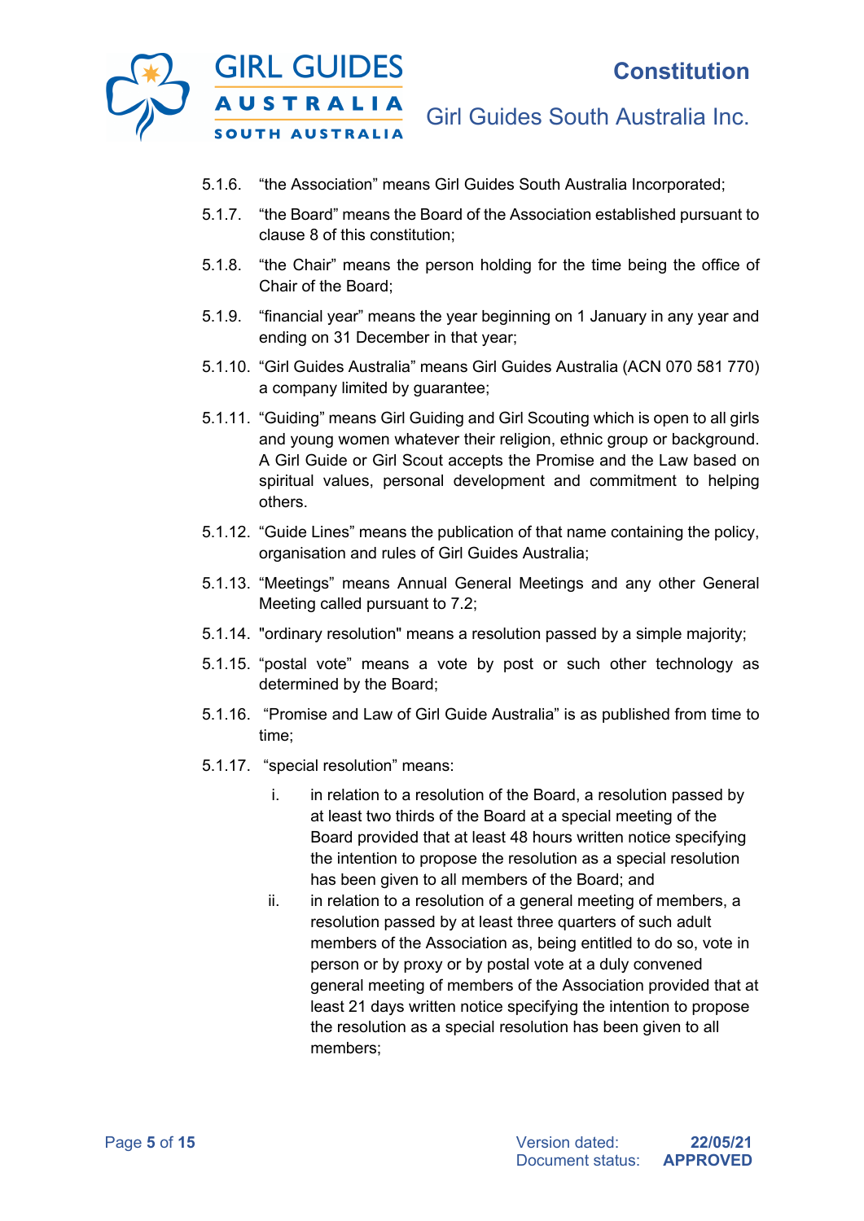5.1.6. "the Association" means Girl Guides South Australia Incorporated;

5.1.7. "the Board" means the Board of the Association established pursuant to clause 8 of this constitution;

5.1.8. "the Chair" means the person holding for the time being the office of Chair of the Board;

5.1.9. "financial year" means the year beginning on 1 January in any year and ending on 31 December in that year;

5.1.10. "Girl Guides Australia" means Girl Guides Australia (ACN 070 581 770) a company limited by guarantee;

5.1.11. "Guiding" means Girl Guiding and Girl Scouting which is open to all girls and young women whatever their religion, ethnic group or background. A Girl Guide or Girl Scout accepts the Promise and the Law based on spiritual values, personal development and commitment to helping others.

5.1.12. "Guide Lines" means the publication of that name containing the policy, organisation and rules of Girl Guides Australia;

5.1.13. "Meetings" means Annual General Meetings and any other General Meeting called pursuant to 7.2;

5.1.14. "ordinary resolution" means a resolution passed by a simple majority;

5.1.15. "postal vote" means a vote by post or such other technology as determined by the Board;

5.1.16. "Promise and Law of Girl Guide Australia" is as published from time to time;

5.1.17. "special resolution" means:

i. in relation to a resolution of the Board, a resolution passed by at least two thirds of the Board at a special meeting of the Board provided that at least 48 hours written notice specifying the intention to propose the resolution as a special resolution has been given to all members of the Board; and

ii. in relation to a resolution of a general meeting of members, a resolution passed by at least three quarters of such adult members of the Association as, being entitled to do so, vote in person or by proxy or by postal vote at a duly convened general meeting of members of the Association provided that at least 21 days written notice specifying the intention to propose the resolution as a special resolution has been given to all members;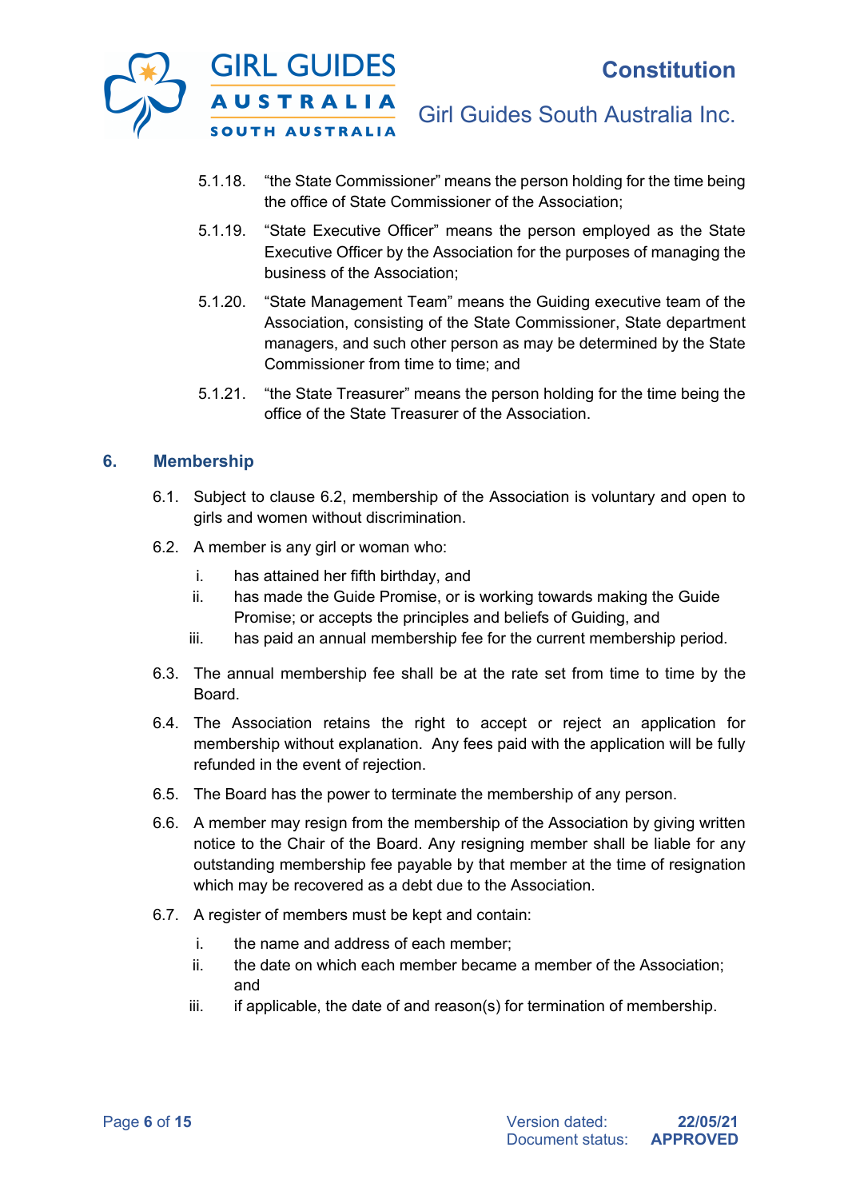5.1.18. "the State Commissioner" means the person holding for the time being the office of State Commissioner of the Association;

5.1.19. "State Executive Officer" means the person employed as the State Executive Officer by the Association for the purposes of managing the business of the Association;

5.1.20. "State Management Team" means the Guiding executive team of the Association, consisting of the State Commissioner, State department managers, and such other person as may be determined by the State Commissioner from time to time; and

5.1.21. "the State Treasurer" means the person holding for the time being the office of the State Treasurer of the Association.

## 6. Membership

6.1. Subject to clause 6.2, membership of the Association is voluntary and open to girls and women without discrimination.

6.2. A member is any girl or woman who:

i. has attained her fifth birthday, and
ii. has made the Guide Promise, or is working towards making the Guide Promise; or accepts the principles and beliefs of Guiding, and
iii. has paid an annual membership fee for the current membership period.

6.3. The annual membership fee shall be at the rate set from time to time by the Board.

6.4. The Association retains the right to accept or reject an application for membership without explanation. Any fees paid with the application will be fully refunded in the event of rejection.

6.5. The Board has the power to terminate the membership of any person.

6.6. A member may resign from the membership of the Association by giving written notice to the Chair of the Board. Any resigning member shall be liable for any outstanding membership fee payable by that member at the time of resignation which may be recovered as a debt due to the Association.

6.7. A register of members must be kept and contain:

i. the name and address of each member;
ii. the date on which each member became a member of the Association; and
iii. if applicable, the date of and reason(s) for termination of membership.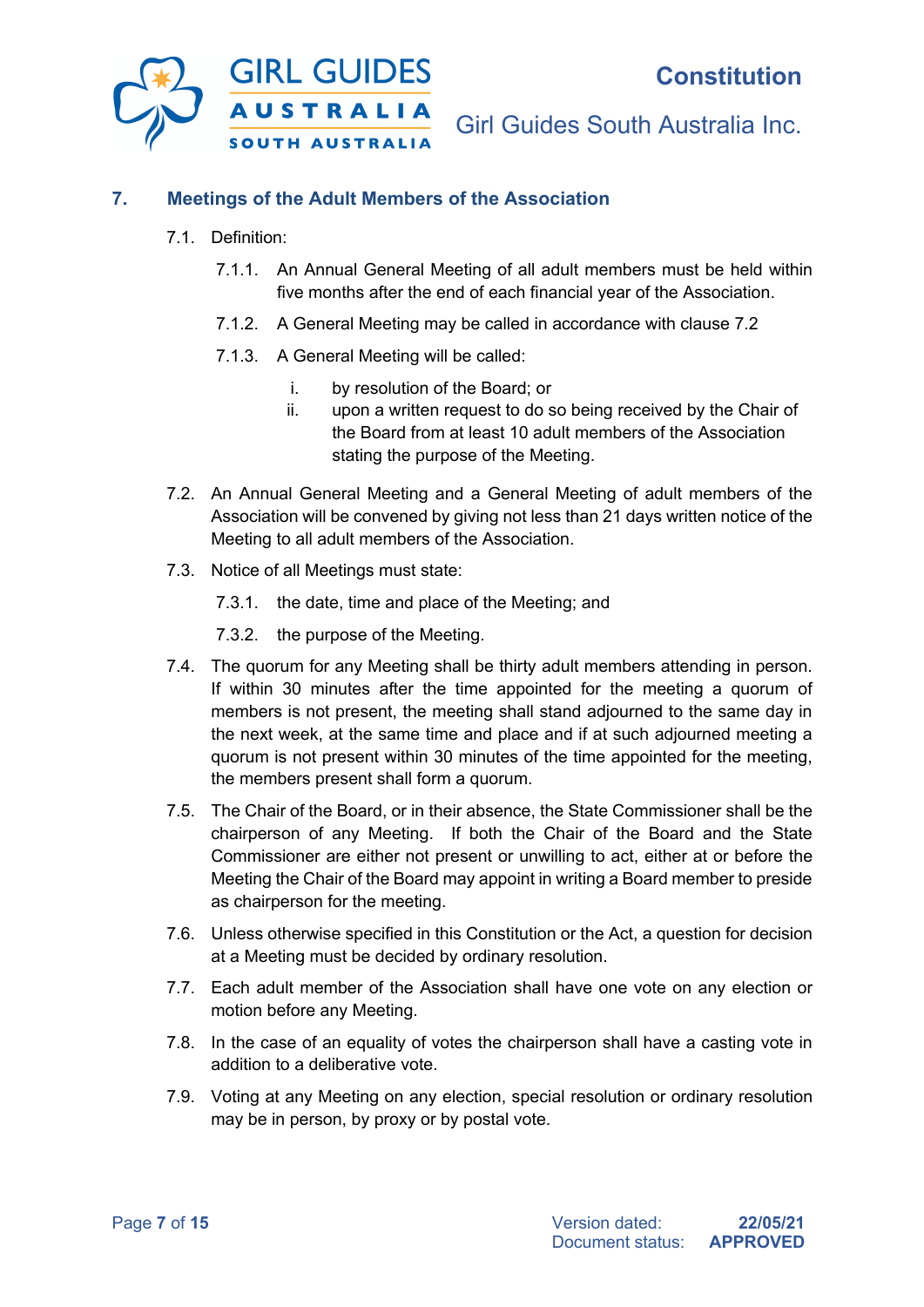## 7. Meetings of the Adult Members of the Association

7.1. Definition:

7.1.1. An Annual General Meeting of all adult members must be held within five months after the end of each financial year of the Association.

7.1.2. A General Meeting may be called in accordance with clause 7.2

7.1.3. A General Meeting will be called:

i. by resolution of the Board; or
ii. upon a written request to do so being received by the Chair of the Board from at least 10 adult members of the Association stating the purpose of the Meeting.

7.2. An Annual General Meeting and a General Meeting of adult members of the Association will be convened by giving not less than 21 days written notice of the Meeting to all adult members of the Association.

7.3. Notice of all Meetings must state:

7.3.1. the date, time and place of the Meeting; and

7.3.2. the purpose of the Meeting.

7.4. The quorum for any Meeting shall be thirty adult members attending in person. If within 30 minutes after the time appointed for the meeting a quorum of members is not present, the meeting shall stand adjourned to the same day in the next week, at the same time and place and if at such adjourned meeting a quorum is not present within 30 minutes of the time appointed for the meeting, the members present shall form a quorum.

7.5. The Chair of the Board, or in their absence, the State Commissioner shall be the chairperson of any Meeting. If both the Chair of the Board and the State Commissioner are either not present or unwilling to act, either at or before the Meeting the Chair of the Board may appoint in writing a Board member to preside as chairperson for the meeting.

7.6. Unless otherwise specified in this Constitution or the Act, a question for decision at a Meeting must be decided by ordinary resolution.

7.7. Each adult member of the Association shall have one vote on any election or motion before any Meeting.

7.8. In the case of an equality of votes the chairperson shall have a casting vote in addition to a deliberative vote.

7.9. Voting at any Meeting on any election, special resolution or ordinary resolution may be in person, by proxy or by postal vote.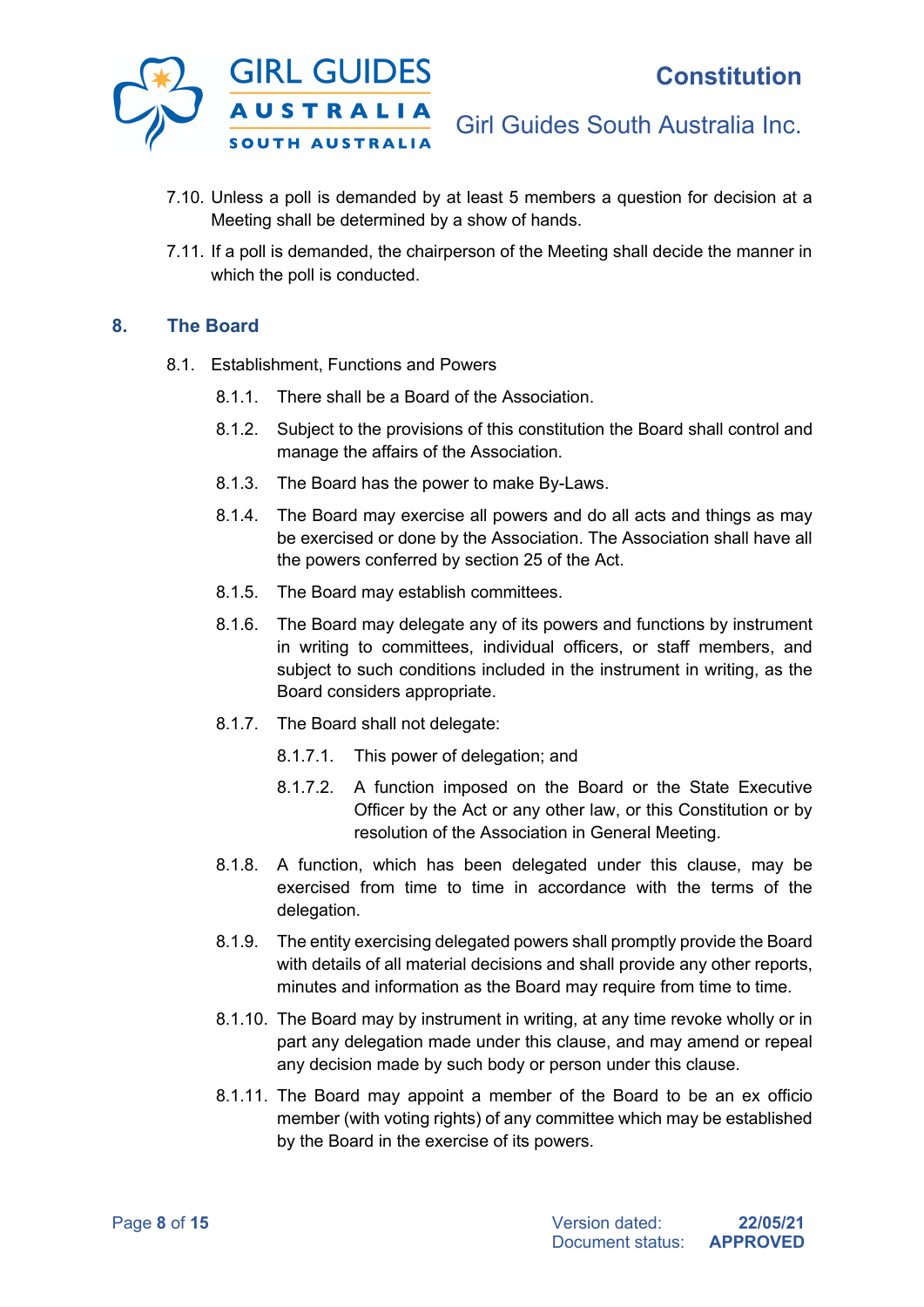7.10. Unless a poll is demanded by at least 5 members a question for decision at a Meeting shall be determined by a show of hands.

7.11. If a poll is demanded, the chairperson of the Meeting shall decide the manner in which the poll is conducted.

## 8. The Board

8.1. Establishment, Functions and Powers

8.1.1. There shall be a Board of the Association.

8.1.2. Subject to the provisions of this constitution the Board shall control and manage the affairs of the Association.

8.1.3. The Board has the power to make By-Laws.

8.1.4. The Board may exercise all powers and do all acts and things as may be exercised or done by the Association. The Association shall have all the powers conferred by section 25 of the Act.

8.1.5. The Board may establish committees.

8.1.6. The Board may delegate any of its powers and functions by instrument in writing to committees, individual officers, or staff members, and subject to such conditions included in the instrument in writing, as the Board considers appropriate.

8.1.7. The Board shall not delegate:

8.1.7.1. This power of delegation; and

8.1.7.2. A function imposed on the Board or the State Executive Officer by the Act or any other law, or this Constitution or by resolution of the Association in General Meeting.

8.1.8. A function, which has been delegated under this clause, may be exercised from time to time in accordance with the terms of the delegation.

8.1.9. The entity exercising delegated powers shall promptly provide the Board with details of all material decisions and shall provide any other reports, minutes and information as the Board may require from time to time.

8.1.10. The Board may by instrument in writing, at any time revoke wholly or in part any delegation made under this clause, and may amend or repeal any decision made by such body or person under this clause.

8.1.11. The Board may appoint a member of the Board to be an ex officio member (with voting rights) of any committee which may be established by the Board in the exercise of its powers.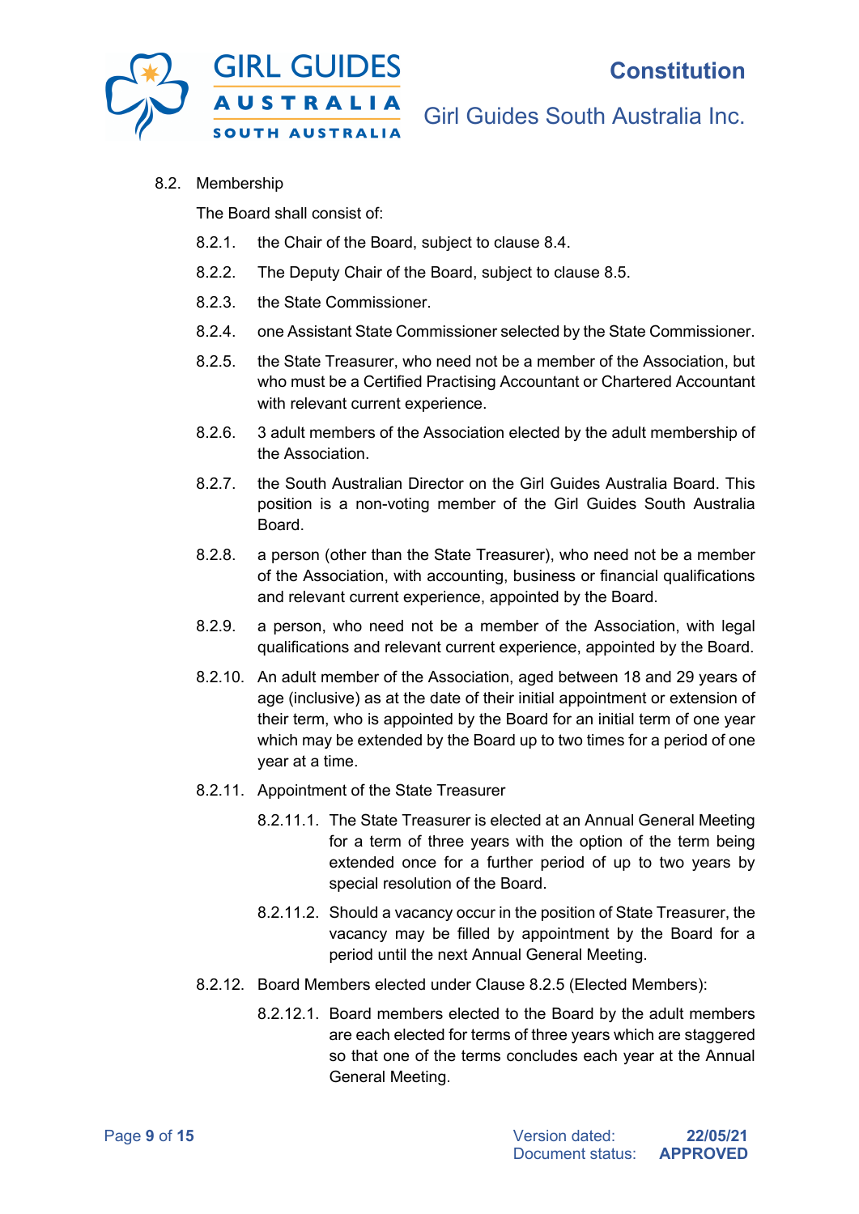8.2. Membership

The Board shall consist of:

8.2.1. the Chair of the Board, subject to clause 8.4.

8.2.2. The Deputy Chair of the Board, subject to clause 8.5.

8.2.3. the State Commissioner.

8.2.4. one Assistant State Commissioner selected by the State Commissioner.

8.2.5. the State Treasurer, who need not be a member of the Association, but who must be a Certified Practising Accountant or Chartered Accountant with relevant current experience.

8.2.6. 3 adult members of the Association elected by the adult membership of the Association.

8.2.7. the South Australian Director on the Girl Guides Australia Board. This position is a non-voting member of the Girl Guides South Australia Board.

8.2.8. a person (other than the State Treasurer), who need not be a member of the Association, with accounting, business or financial qualifications and relevant current experience, appointed by the Board.

8.2.9. a person, who need not be a member of the Association, with legal qualifications and relevant current experience, appointed by the Board.

8.2.10. An adult member of the Association, aged between 18 and 29 years of age (inclusive) as at the date of their initial appointment or extension of their term, who is appointed by the Board for an initial term of one year which may be extended by the Board up to two times for a period of one year at a time.

8.2.11. Appointment of the State Treasurer

8.2.11.1. The State Treasurer is elected at an Annual General Meeting for a term of three years with the option of the term being extended once for a further period of up to two years by special resolution of the Board.

8.2.11.2. Should a vacancy occur in the position of State Treasurer, the vacancy may be filled by appointment by the Board for a period until the next Annual General Meeting.

8.2.12. Board Members elected under Clause 8.2.5 (Elected Members):

8.2.12.1. Board members elected to the Board by the adult members are each elected for terms of three years which are staggered so that one of the terms concludes each year at the Annual General Meeting.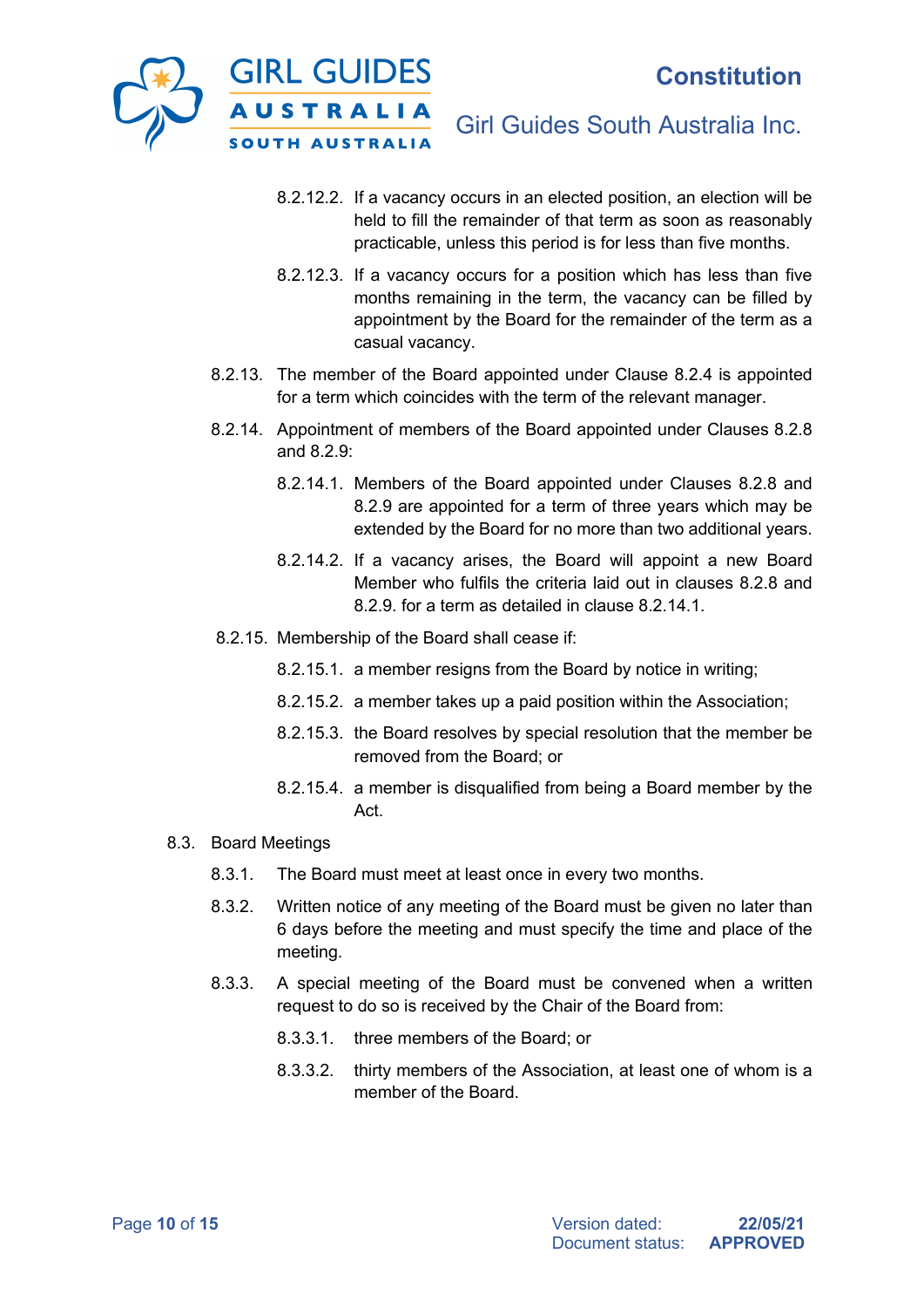8.2.12.2. If a vacancy occurs in an elected position, an election will be held to fill the remainder of that term as soon as reasonably practicable, unless this period is for less than five months.

8.2.12.3. If a vacancy occurs for a position which has less than five months remaining in the term, the vacancy can be filled by appointment by the Board for the remainder of the term as a casual vacancy.

8.2.13. The member of the Board appointed under Clause 8.2.4 is appointed for a term which coincides with the term of the relevant manager.

8.2.14. Appointment of members of the Board appointed under Clauses 8.2.8 and 8.2.9:

8.2.14.1. Members of the Board appointed under Clauses 8.2.8 and 8.2.9 are appointed for a term of three years which may be extended by the Board for no more than two additional years.

8.2.14.2. If a vacancy arises, the Board will appoint a new Board Member who fulfils the criteria laid out in clauses 8.2.8 and 8.2.9. for a term as detailed in clause 8.2.14.1.

8.2.15. Membership of the Board shall cease if:

8.2.15.1. a member resigns from the Board by notice in writing;

8.2.15.2. a member takes up a paid position within the Association;

8.2.15.3. the Board resolves by special resolution that the member be removed from the Board; or

8.2.15.4. a member is disqualified from being a Board member by the Act.

8.3. Board Meetings

8.3.1. The Board must meet at least once in every two months.

8.3.2. Written notice of any meeting of the Board must be given no later than 6 days before the meeting and must specify the time and place of the meeting.

8.3.3. A special meeting of the Board must be convened when a written request to do so is received by the Chair of the Board from:

8.3.3.1. three members of the Board; or

8.3.3.2. thirty members of the Association, at least one of whom is a member of the Board.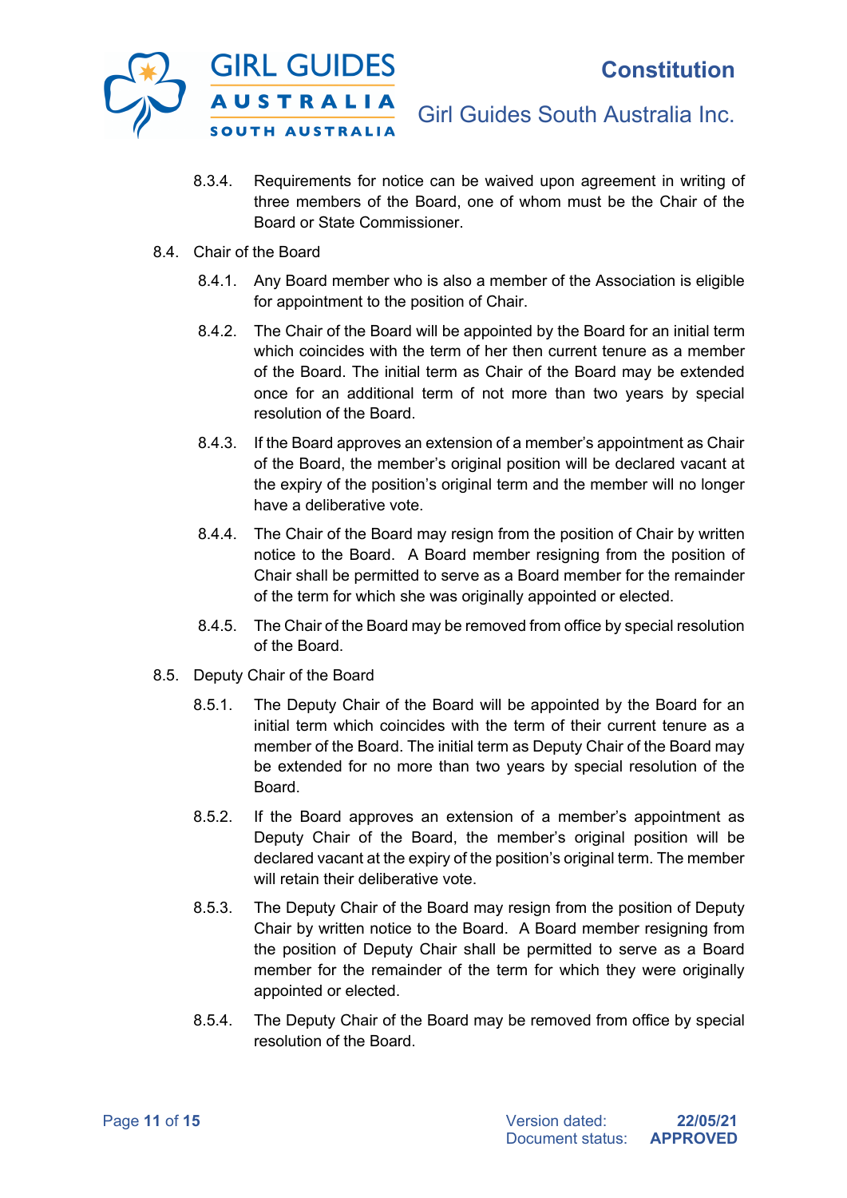8.3.4. Requirements for notice can be waived upon agreement in writing of three members of the Board, one of whom must be the Chair of the Board or State Commissioner.

8.4. Chair of the Board

8.4.1. Any Board member who is also a member of the Association is eligible for appointment to the position of Chair.

8.4.2. The Chair of the Board will be appointed by the Board for an initial term which coincides with the term of her then current tenure as a member of the Board. The initial term as Chair of the Board may be extended once for an additional term of not more than two years by special resolution of the Board.

8.4.3. If the Board approves an extension of a member's appointment as Chair of the Board, the member's original position will be declared vacant at the expiry of the position's original term and the member will no longer have a deliberative vote.

8.4.4. The Chair of the Board may resign from the position of Chair by written notice to the Board. A Board member resigning from the position of Chair shall be permitted to serve as a Board member for the remainder of the term for which she was originally appointed or elected.

8.4.5. The Chair of the Board may be removed from office by special resolution of the Board.

8.5. Deputy Chair of the Board

8.5.1. The Deputy Chair of the Board will be appointed by the Board for an initial term which coincides with the term of their current tenure as a member of the Board. The initial term as Deputy Chair of the Board may be extended for no more than two years by special resolution of the Board.

8.5.2. If the Board approves an extension of a member's appointment as Deputy Chair of the Board, the member's original position will be declared vacant at the expiry of the position's original term. The member will retain their deliberative vote.

8.5.3. The Deputy Chair of the Board may resign from the position of Deputy Chair by written notice to the Board. A Board member resigning from the position of Deputy Chair shall be permitted to serve as a Board member for the remainder of the term for which they were originally appointed or elected.

8.5.4. The Deputy Chair of the Board may be removed from office by special resolution of the Board.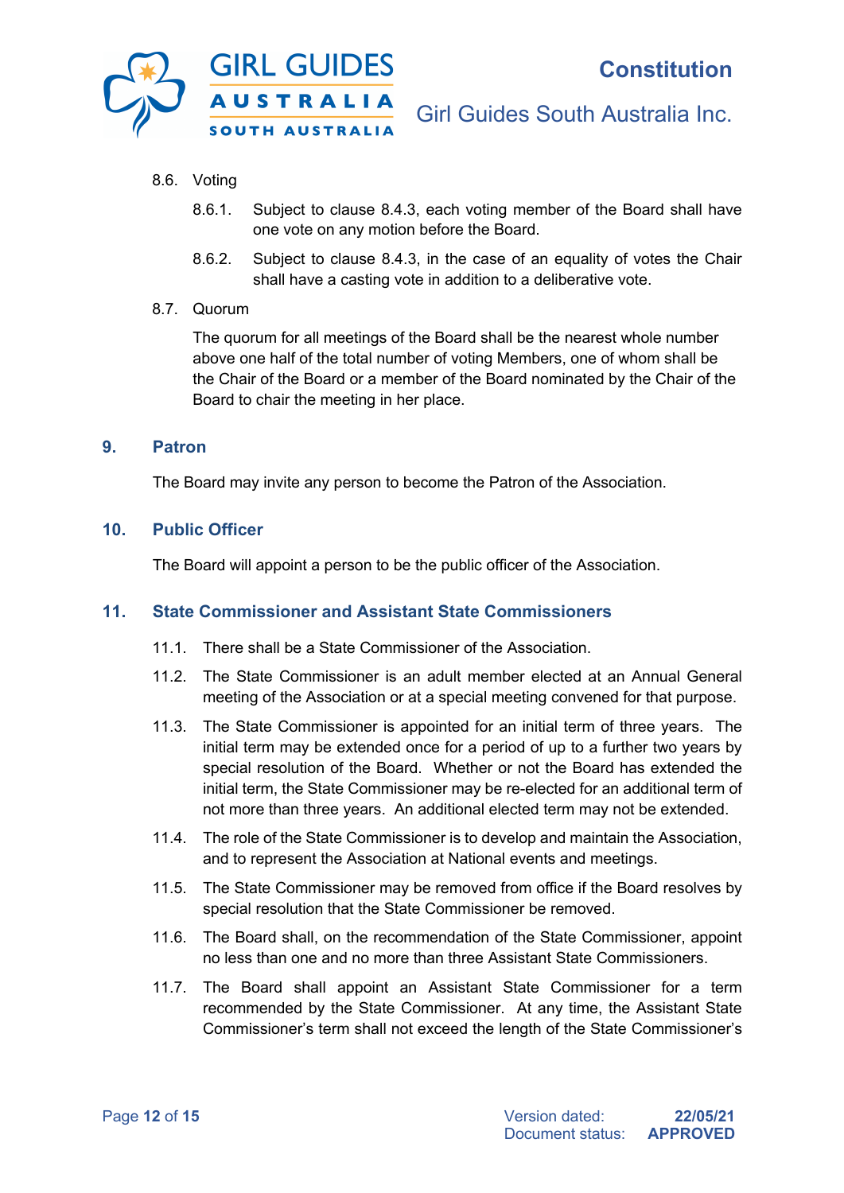8.6. Voting

8.6.1. Subject to clause 8.4.3, each voting member of the Board shall have one vote on any motion before the Board.

8.6.2. Subject to clause 8.4.3, in the case of an equality of votes the Chair shall have a casting vote in addition to a deliberative vote.

8.7. Quorum

The quorum for all meetings of the Board shall be the nearest whole number above one half of the total number of voting Members, one of whom shall be the Chair of the Board or a member of the Board nominated by the Chair of the Board to chair the meeting in her place.

## 9. Patron

The Board may invite any person to become the Patron of the Association.

## 10. Public Officer

The Board will appoint a person to be the public officer of the Association.

## 11. State Commissioner and Assistant State Commissioners

11.1. There shall be a State Commissioner of the Association.

11.2. The State Commissioner is an adult member elected at an Annual General meeting of the Association or at a special meeting convened for that purpose.

11.3. The State Commissioner is appointed for an initial term of three years. The initial term may be extended once for a period of up to a further two years by special resolution of the Board. Whether or not the Board has extended the initial term, the State Commissioner may be re-elected for an additional term of not more than three years. An additional elected term may not be extended.

11.4. The role of the State Commissioner is to develop and maintain the Association, and to represent the Association at National events and meetings.

11.5. The State Commissioner may be removed from office if the Board resolves by special resolution that the State Commissioner be removed.

11.6. The Board shall, on the recommendation of the State Commissioner, appoint no less than one and no more than three Assistant State Commissioners.

11.7. The Board shall appoint an Assistant State Commissioner for a term recommended by the State Commissioner. At any time, the Assistant State Commissioner's term shall not exceed the length of the State Commissioner's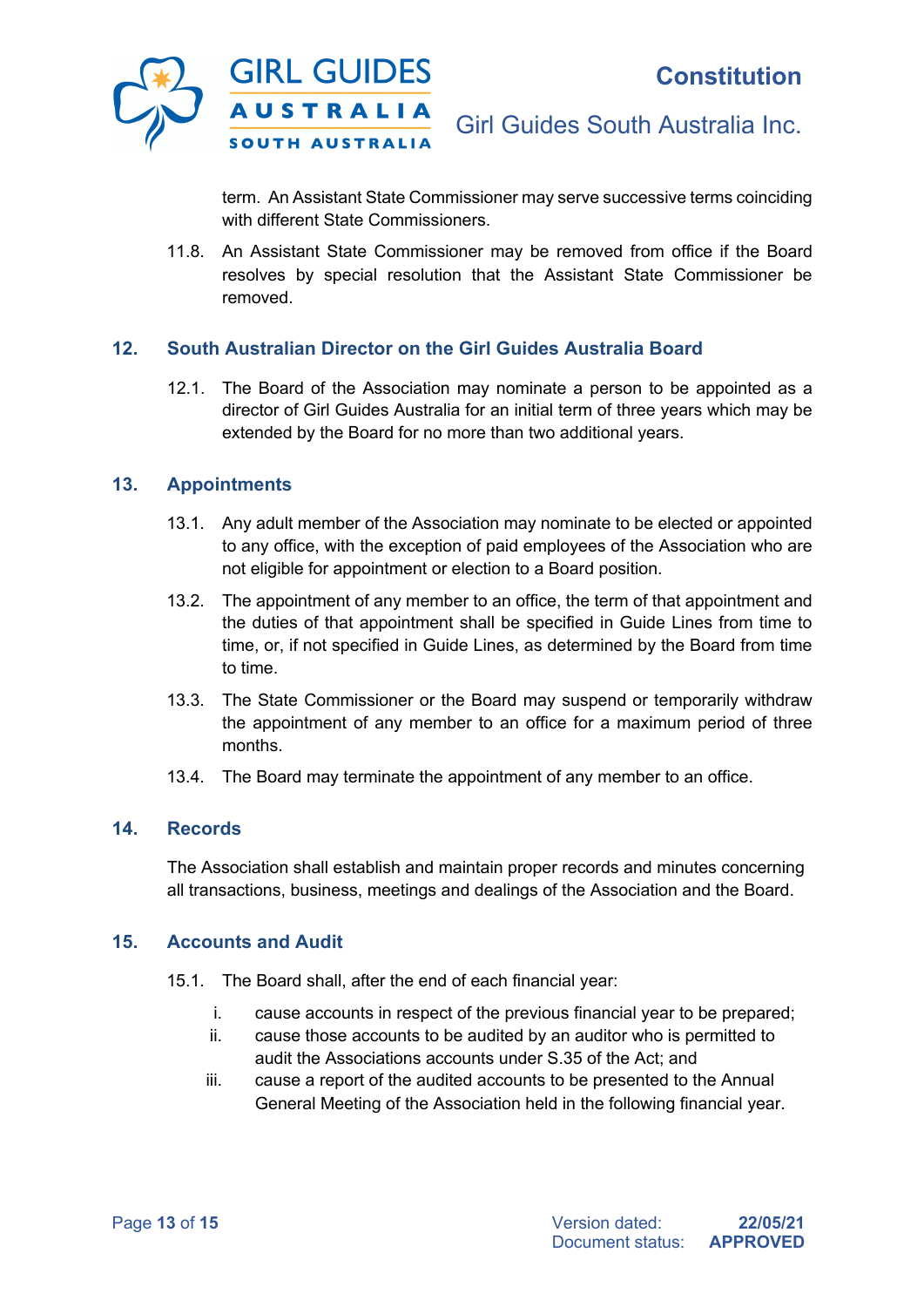term. An Assistant State Commissioner may serve successive terms coinciding with different State Commissioners.

11.8. An Assistant State Commissioner may be removed from office if the Board resolves by special resolution that the Assistant State Commissioner be removed.

## 12. South Australian Director on the Girl Guides Australia Board

12.1. The Board of the Association may nominate a person to be appointed as a director of Girl Guides Australia for an initial term of three years which may be extended by the Board for no more than two additional years.

## 13. Appointments

13.1. Any adult member of the Association may nominate to be elected or appointed to any office, with the exception of paid employees of the Association who are not eligible for appointment or election to a Board position.

13.2. The appointment of any member to an office, the term of that appointment and the duties of that appointment shall be specified in Guide Lines from time to time, or, if not specified in Guide Lines, as determined by the Board from time to time.

13.3. The State Commissioner or the Board may suspend or temporarily withdraw the appointment of any member to an office for a maximum period of three months.

13.4. The Board may terminate the appointment of any member to an office.

## 14. Records

The Association shall establish and maintain proper records and minutes concerning all transactions, business, meetings and dealings of the Association and the Board.

## 15. Accounts and Audit

15.1. The Board shall, after the end of each financial year:

- i. cause accounts in respect of the previous financial year to be prepared;
- ii. cause those accounts to be audited by an auditor who is permitted to audit the Associations accounts under S.35 of the Act; and
- iii. cause a report of the audited accounts to be presented to the Annual General Meeting of the Association held in the following financial year.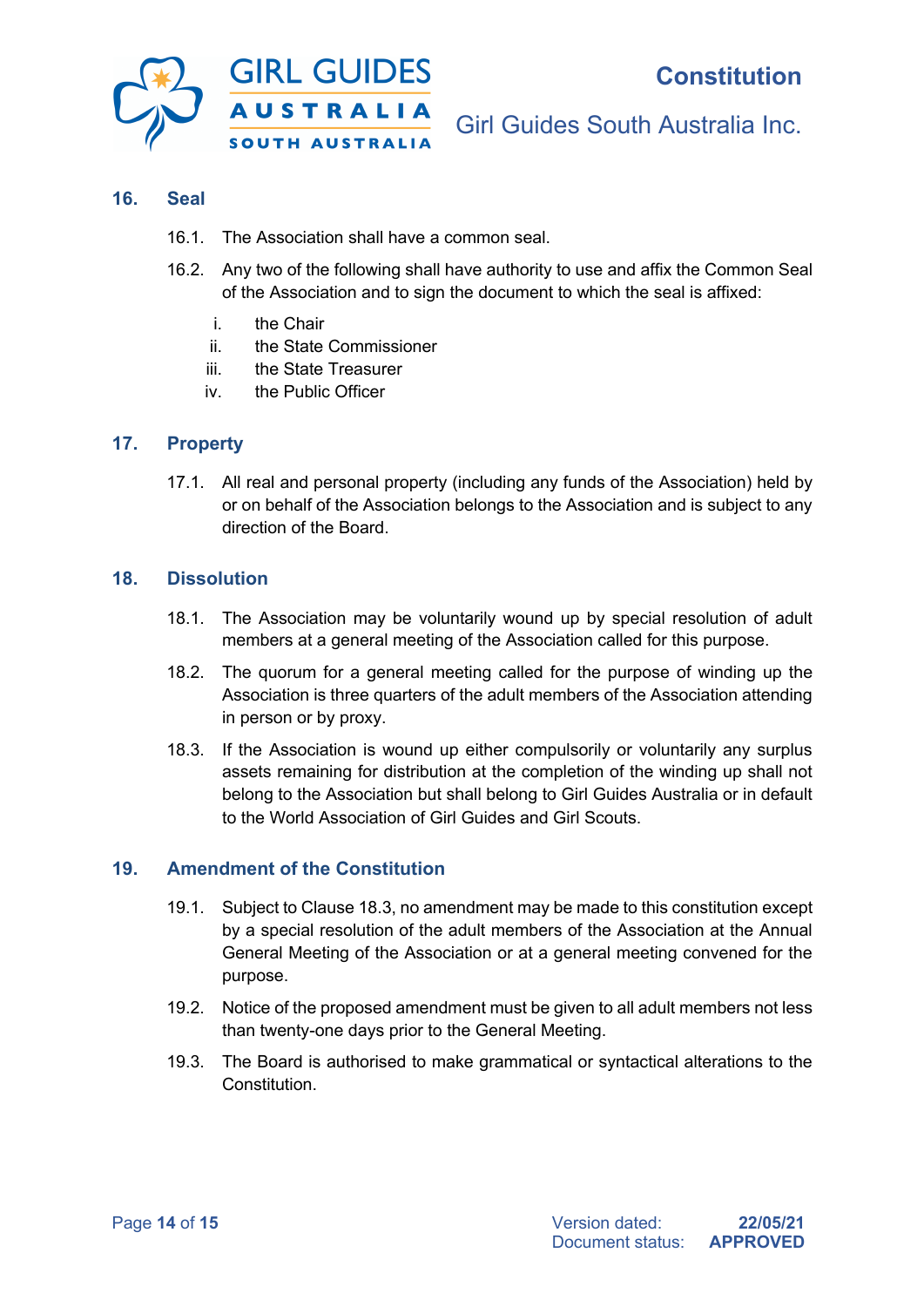## 16. Seal

16.1. The Association shall have a common seal.

16.2. Any two of the following shall have authority to use and affix the Common Seal of the Association and to sign the document to which the seal is affixed:

i. the Chair
ii. the State Commissioner
iii. the State Treasurer
iv. the Public Officer

## 17. Property

17.1. All real and personal property (including any funds of the Association) held by or on behalf of the Association belongs to the Association and is subject to any direction of the Board.

## 18. Dissolution

18.1. The Association may be voluntarily wound up by special resolution of adult members at a general meeting of the Association called for this purpose.

18.2. The quorum for a general meeting called for the purpose of winding up the Association is three quarters of the adult members of the Association attending in person or by proxy.

18.3. If the Association is wound up either compulsorily or voluntarily any surplus assets remaining for distribution at the completion of the winding up shall not belong to the Association but shall belong to Girl Guides Australia or in default to the World Association of Girl Guides and Girl Scouts.

## 19. Amendment of the Constitution

19.1. Subject to Clause 18.3, no amendment may be made to this constitution except by a special resolution of the adult members of the Association at the Annual General Meeting of the Association or at a general meeting convened for the purpose.

19.2. Notice of the proposed amendment must be given to all adult members not less than twenty-one days prior to the General Meeting.

19.3. The Board is authorised to make grammatical or syntactical alterations to the Constitution.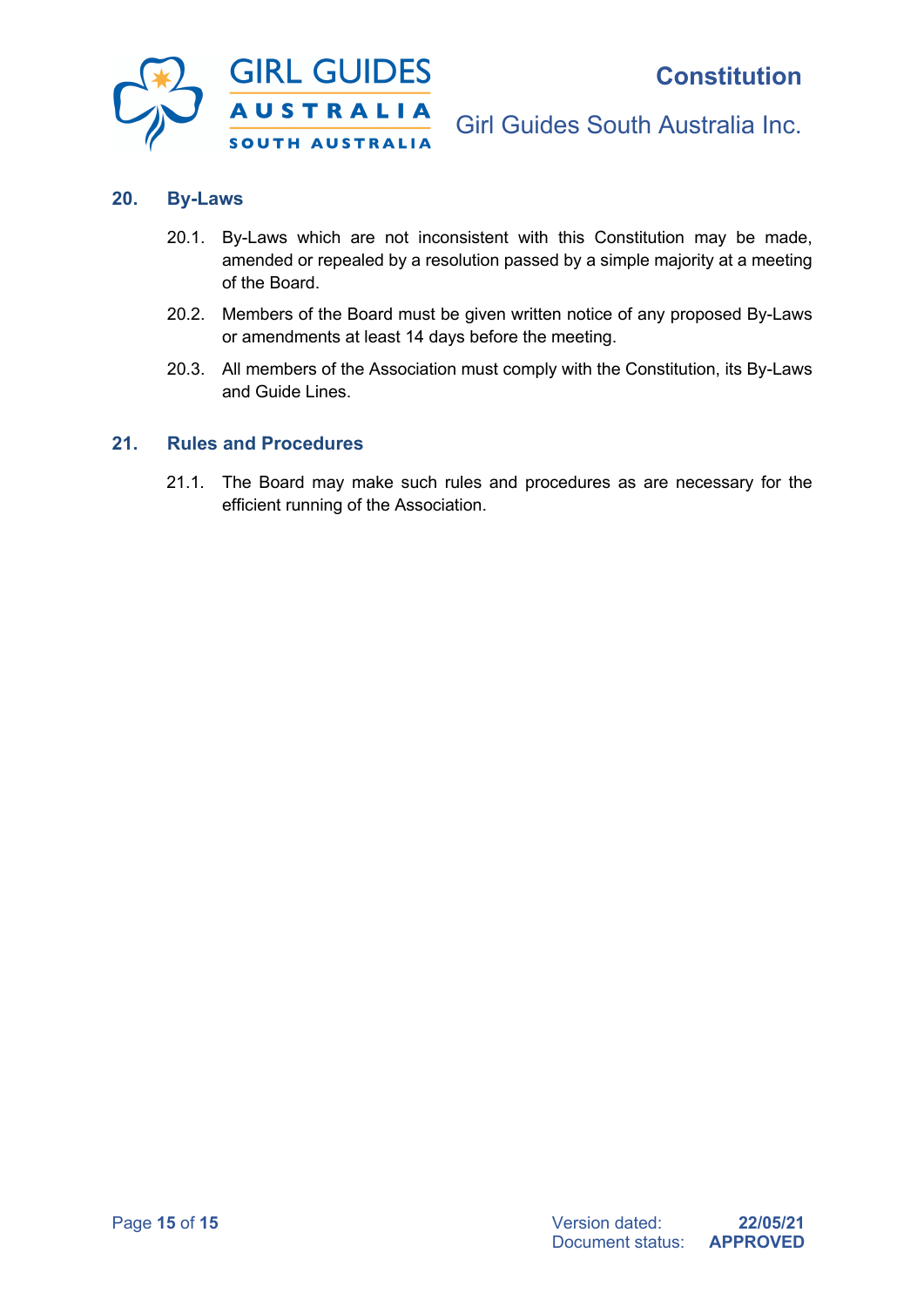## 20. By-Laws

20.1. By-Laws which are not inconsistent with this Constitution may be made, amended or repealed by a resolution passed by a simple majority at a meeting of the Board.

20.2. Members of the Board must be given written notice of any proposed By-Laws or amendments at least 14 days before the meeting.

20.3. All members of the Association must comply with the Constitution, its By-Laws and Guide Lines.

## 21. Rules and Procedures

21.1. The Board may make such rules and procedures as are necessary for the efficient running of the Association.